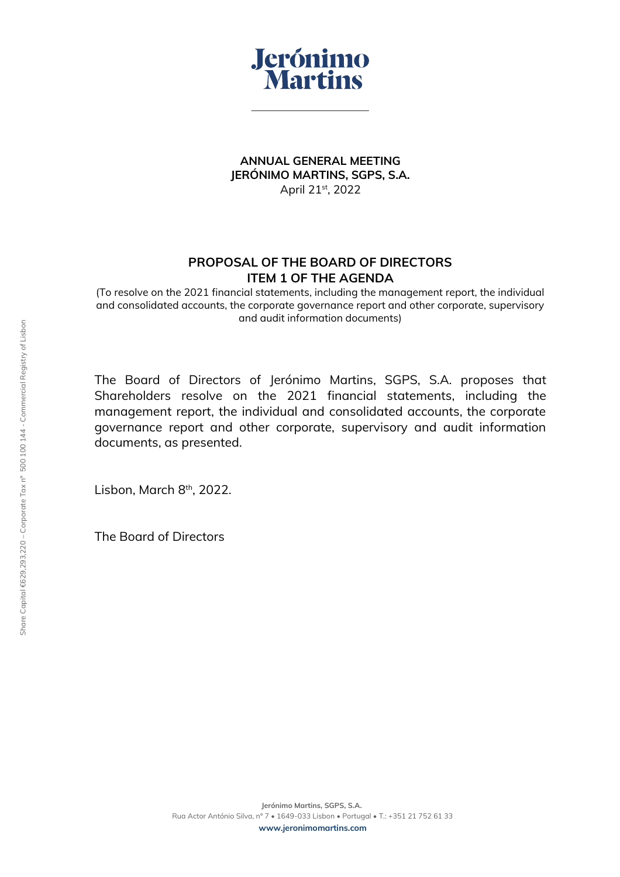# Jerónimo Martins

**ANNUAL GENERAL MEETING**
**JERÓNIMO MARTINS, SGPS, S.A.**
April 21st, 2022

## PROPOSAL OF THE BOARD OF DIRECTORS
## ITEM 1 OF THE AGENDA

(To resolve on the 2021 financial statements, including the management report, the individual and consolidated accounts, the corporate governance report and other corporate, supervisory and audit information documents)

The Board of Directors of Jerónimo Martins, SGPS, S.A. proposes that Shareholders resolve on the 2021 financial statements, including the management report, the individual and consolidated accounts, the corporate governance report and other corporate, supervisory and audit information documents, as presented.

Lisbon, March 8th, 2022.

The Board of Directors

Share Capital €629,293,220 – Corporate Tax nº 500 100 144 - Commercial Registry of Lisbon

**Jerónimo Martins, SGPS, S.A.**
Rua Actor António Silva, nº 7 • 1649-033 Lisbon • Portugal • T.: +351 21 752 61 33
**www.jeronimomartins.com**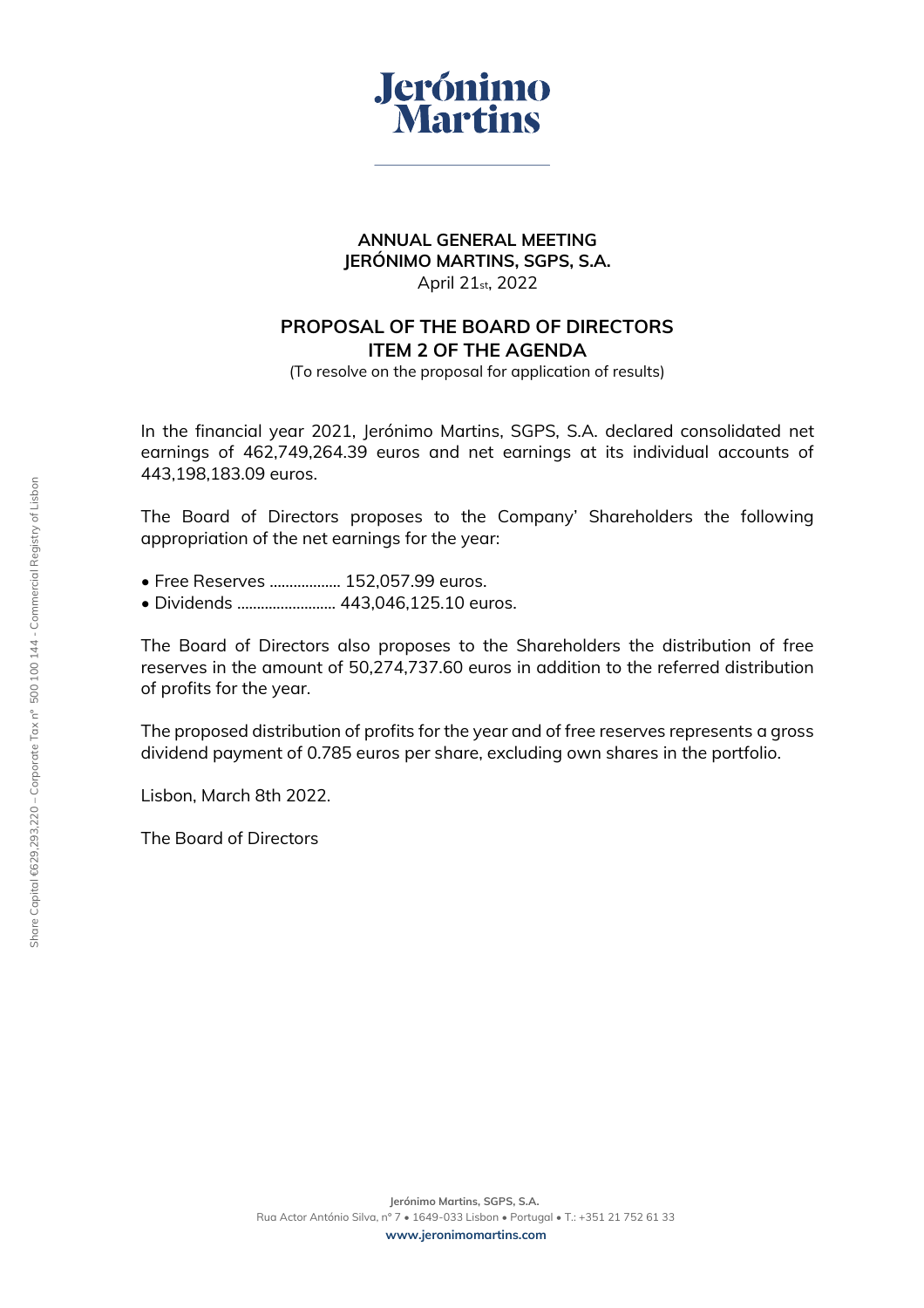**ANNUAL GENERAL MEETING**
**JERÓNIMO MARTINS, SGPS, S.A.**
April 21st, 2022

## PROPOSAL OF THE BOARD OF DIRECTORS
## ITEM 2 OF THE AGENDA

(To resolve on the proposal for application of results)

In the financial year 2021, Jerónimo Martins, SGPS, S.A. declared consolidated net earnings of 462,749,264.39 euros and net earnings at its individual accounts of 443,198,183.09 euros.

The Board of Directors proposes to the Company' Shareholders the following appropriation of the net earnings for the year:

- Free Reserves .................. 152,057.99 euros.
- Dividends ......................... 443,046,125.10 euros.

The Board of Directors also proposes to the Shareholders the distribution of free reserves in the amount of 50,274,737.60 euros in addition to the referred distribution of profits for the year.

The proposed distribution of profits for the year and of free reserves represents a gross dividend payment of 0.785 euros per share, excluding own shares in the portfolio.

Lisbon, March 8th 2022.

The Board of Directors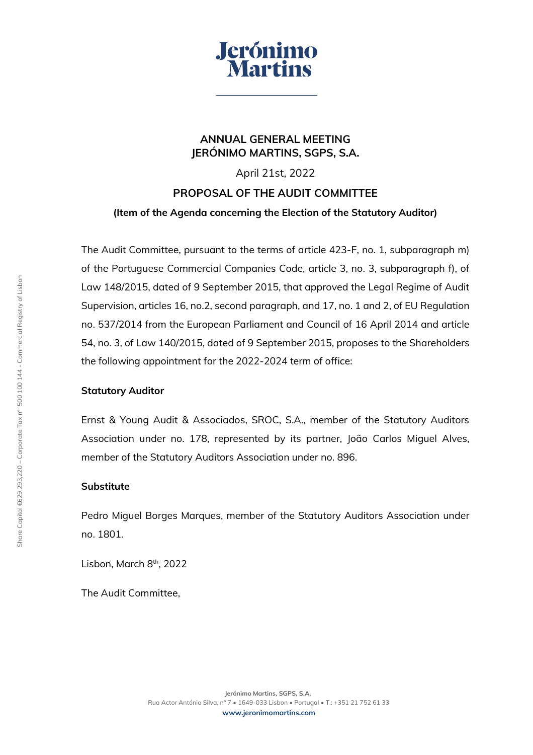# ANNUAL GENERAL MEETING
# JERÓNIMO MARTINS, SGPS, S.A.

April 21st, 2022

## PROPOSAL OF THE AUDIT COMMITTEE

**(Item of the Agenda concerning the Election of the Statutory Auditor)**

The Audit Committee, pursuant to the terms of article 423-F, no. 1, subparagraph m) of the Portuguese Commercial Companies Code, article 3, no. 3, subparagraph f), of Law 148/2015, dated of 9 September 2015, that approved the Legal Regime of Audit Supervision, articles 16, no.2, second paragraph, and 17, no. 1 and 2, of EU Regulation no. 537/2014 from the European Parliament and Council of 16 April 2014 and article 54, no. 3, of Law 140/2015, dated of 9 September 2015, proposes to the Shareholders the following appointment for the 2022-2024 term of office:

**Statutory Auditor**

Ernst & Young Audit & Associados, SROC, S.A., member of the Statutory Auditors Association under no. 178, represented by its partner, João Carlos Miguel Alves, member of the Statutory Auditors Association under no. 896.

**Substitute**

Pedro Miguel Borges Marques, member of the Statutory Auditors Association under no. 1801.

Lisbon, March 8th, 2022

The Audit Committee,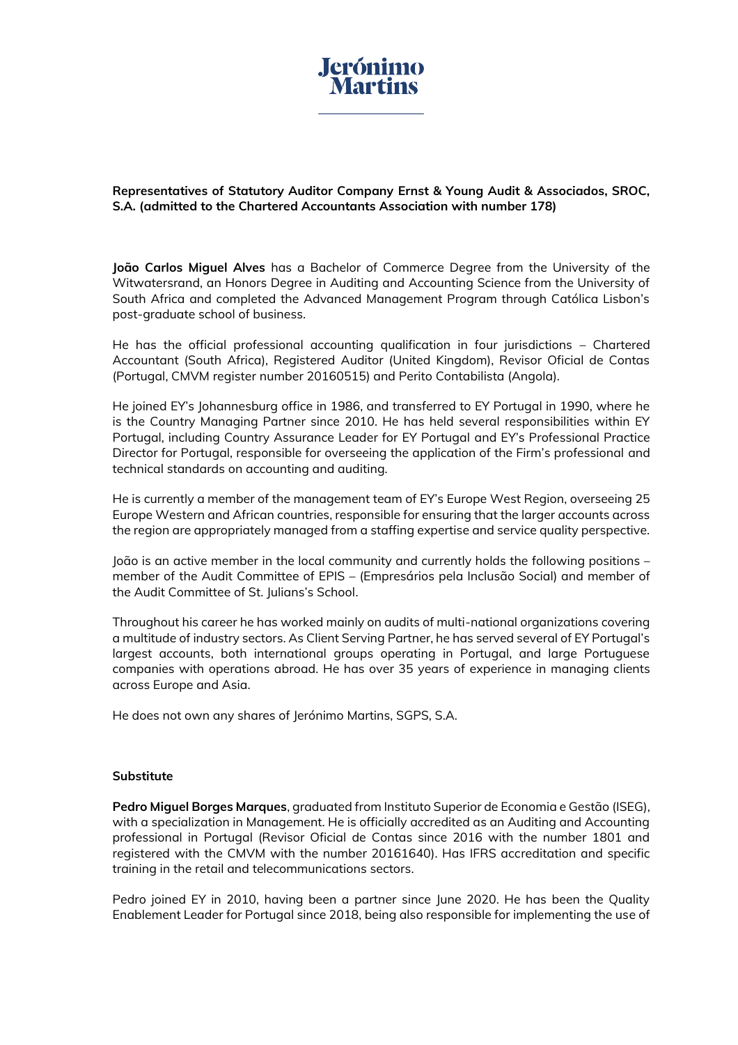**Representatives of Statutory Auditor Company Ernst & Young Audit & Associados, SROC, S.A. (admitted to the Chartered Accountants Association with number 178)**

**João Carlos Miguel Alves** has a Bachelor of Commerce Degree from the University of the Witwatersrand, an Honors Degree in Auditing and Accounting Science from the University of South Africa and completed the Advanced Management Program through Católica Lisbon's post-graduate school of business.

He has the official professional accounting qualification in four jurisdictions – Chartered Accountant (South Africa), Registered Auditor (United Kingdom), Revisor Oficial de Contas (Portugal, CMVM register number 20160515) and Perito Contabilista (Angola).

He joined EY's Johannesburg office in 1986, and transferred to EY Portugal in 1990, where he is the Country Managing Partner since 2010. He has held several responsibilities within EY Portugal, including Country Assurance Leader for EY Portugal and EY's Professional Practice Director for Portugal, responsible for overseeing the application of the Firm's professional and technical standards on accounting and auditing.

He is currently a member of the management team of EY's Europe West Region, overseeing 25 Europe Western and African countries, responsible for ensuring that the larger accounts across the region are appropriately managed from a staffing expertise and service quality perspective.

João is an active member in the local community and currently holds the following positions – member of the Audit Committee of EPIS – (Empresários pela Inclusão Social) and member of the Audit Committee of St. Julians's School.

Throughout his career he has worked mainly on audits of multi-national organizations covering a multitude of industry sectors. As Client Serving Partner, he has served several of EY Portugal's largest accounts, both international groups operating in Portugal, and large Portuguese companies with operations abroad. He has over 35 years of experience in managing clients across Europe and Asia.

He does not own any shares of Jerónimo Martins, SGPS, S.A.

**Substitute**

**Pedro Miguel Borges Marques**, graduated from Instituto Superior de Economia e Gestão (ISEG), with a specialization in Management. He is officially accredited as an Auditing and Accounting professional in Portugal (Revisor Oficial de Contas since 2016 with the number 1801 and registered with the CMVM with the number 20161640). Has IFRS accreditation and specific training in the retail and telecommunications sectors.

Pedro joined EY in 2010, having been a partner since June 2020. He has been the Quality Enablement Leader for Portugal since 2018, being also responsible for implementing the use of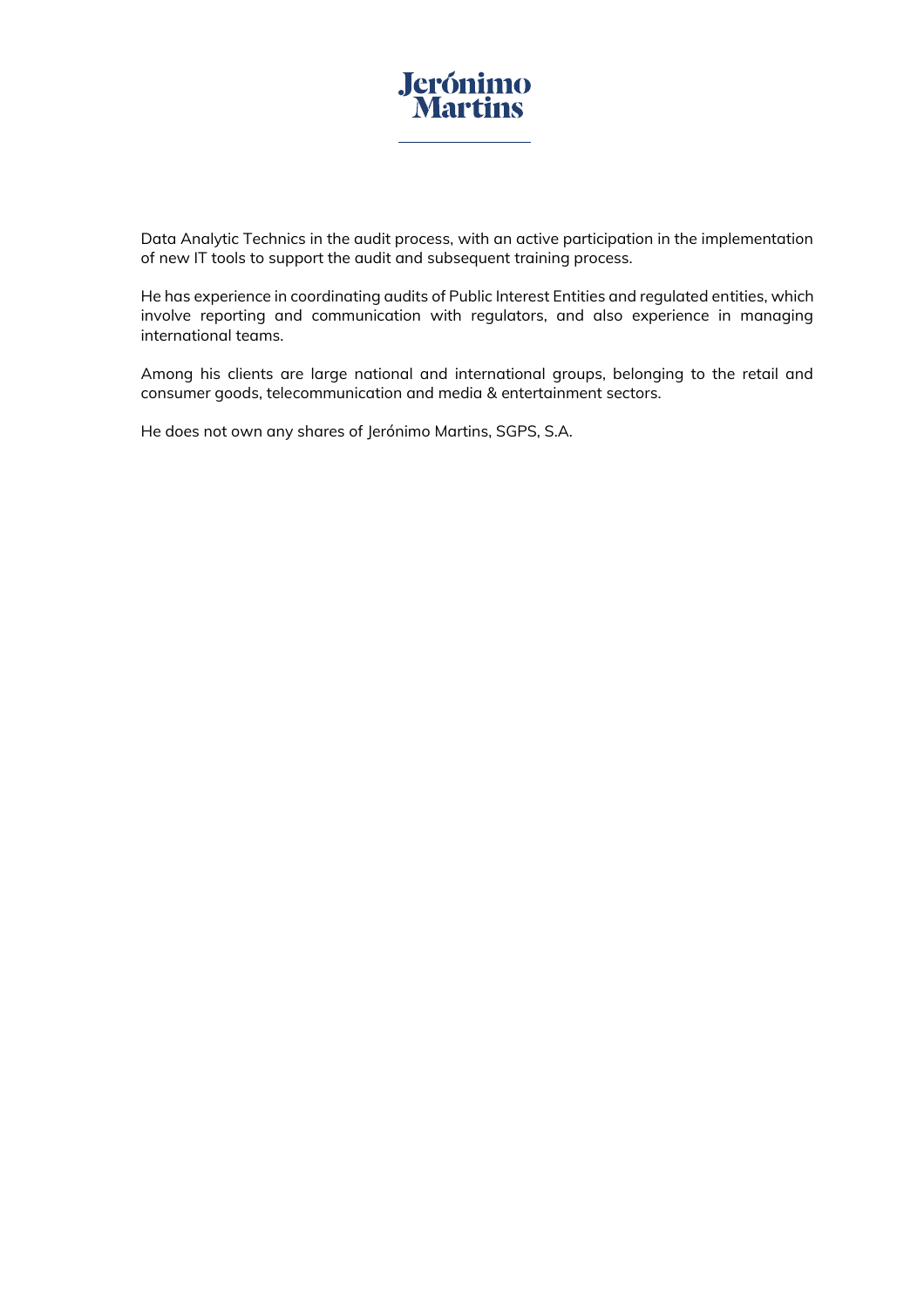Data Analytic Technics in the audit process, with an active participation in the implementation of new IT tools to support the audit and subsequent training process.

He has experience in coordinating audits of Public Interest Entities and regulated entities, which involve reporting and communication with regulators, and also experience in managing international teams.

Among his clients are large national and international groups, belonging to the retail and consumer goods, telecommunication and media & entertainment sectors.

He does not own any shares of Jerónimo Martins, SGPS, S.A.